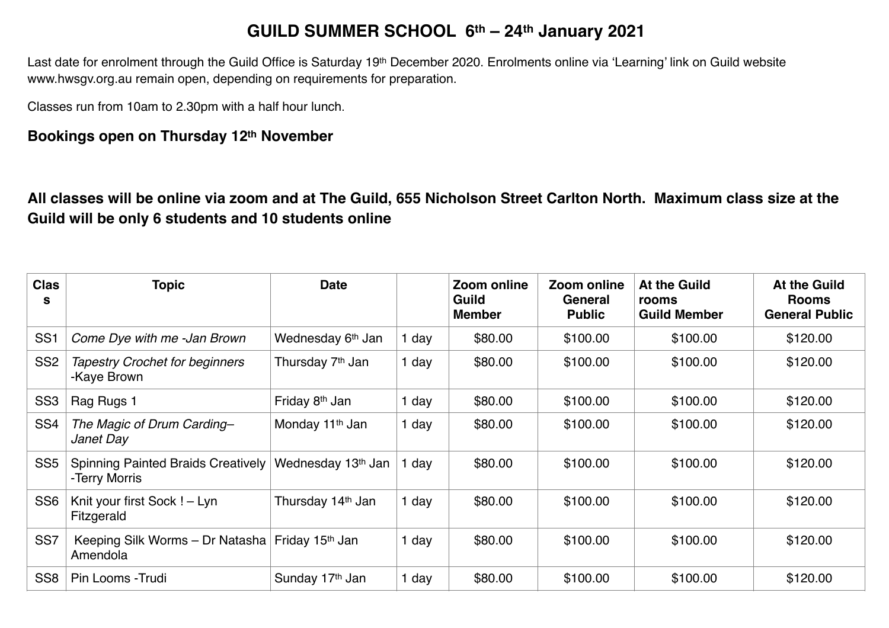# GUILD SUMMER SCHOOL 6th – 24th January 2021

Last date for enrolment through the Guild Office is Saturday 19th December 2020. Enrolments online via 'Learning' link on Guild website www.hwsgv.org.au remain open, depending on requirements for preparation.

Classes run from 10am to 2.30pm with a half hour lunch.

**Bookings open on Thursday 12th November**

**All classes will be online via zoom and at The Guild, 655 Nicholson Street Carlton North. Maximum class size at the Guild will be only 6 students and 10 students online**

| Class | Topic | Date | | Zoom online Guild Member | Zoom online General Public | At the Guild rooms Guild Member | At the Guild Rooms General Public |
|---|---|---|---|---|---|---|---|
| SS1 | *Come Dye with me -Jan Brown* | Wednesday 6th Jan | 1 day | $80.00 | $100.00 | $100.00 | $120.00 |
| SS2 | *Tapestry Crochet for beginners* -Kaye Brown | Thursday 7th Jan | 1 day | $80.00 | $100.00 | $100.00 | $120.00 |
| SS3 | Rag Rugs 1 | Friday 8th Jan | 1 day | $80.00 | $100.00 | $100.00 | $120.00 |
| SS4 | *The Magic of Drum Carding– Janet Day* | Monday 11th Jan | 1 day | $80.00 | $100.00 | $100.00 | $120.00 |
| SS5 | Spinning Painted Braids Creatively -Terry Morris | Wednesday 13th Jan | 1 day | $80.00 | $100.00 | $100.00 | $120.00 |
| SS6 | Knit your first Sock ! – Lyn Fitzgerald | Thursday 14th Jan | 1 day | $80.00 | $100.00 | $100.00 | $120.00 |
| SS7 | Keeping Silk Worms – Dr Natasha Amendola | Friday 15th Jan | 1 day | $80.00 | $100.00 | $100.00 | $120.00 |
| SS8 | Pin Looms -Trudi | Sunday 17th Jan | 1 day | $80.00 | $100.00 | $100.00 | $120.00 |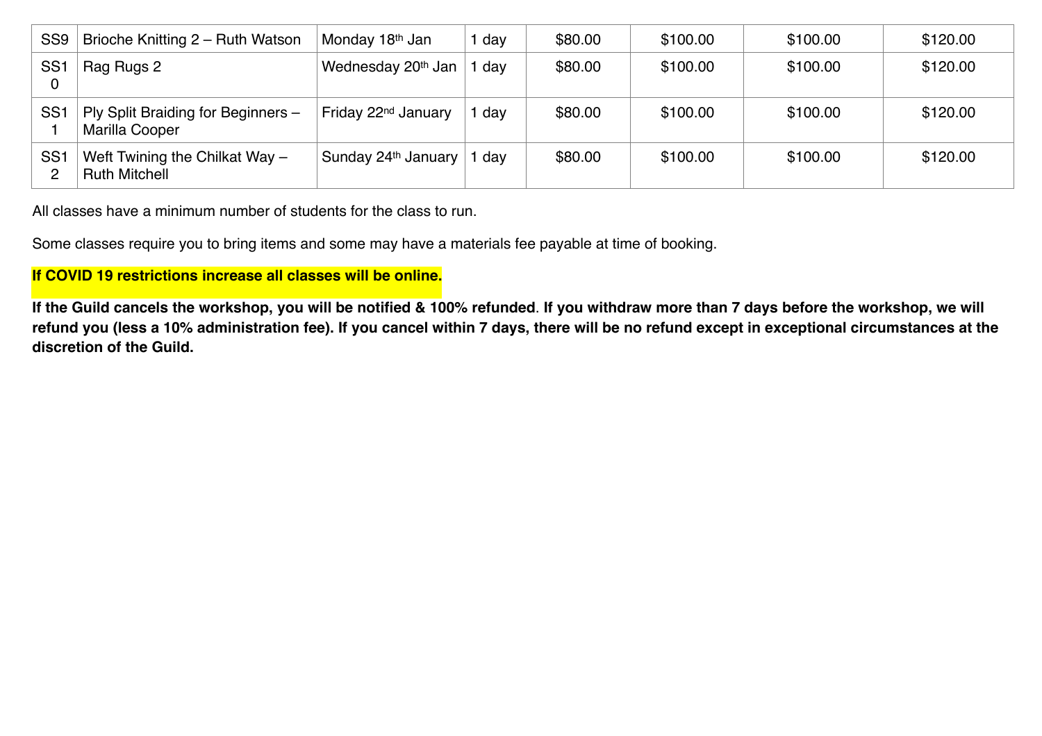| | | | | | | | |
|---|---|---|---|---|---|---|---|
| SS9 | Brioche Knitting 2 – Ruth Watson | Monday 18th Jan | 1 day | $80.00 | $100.00 | $100.00 | $120.00 |
| SS10 | Rag Rugs 2 | Wednesday 20th Jan | 1 day | $80.00 | $100.00 | $100.00 | $120.00 |
| SS11 | Ply Split Braiding for Beginners – Marilla Cooper | Friday 22nd January | 1 day | $80.00 | $100.00 | $100.00 | $120.00 |
| SS12 | Weft Twining the Chilkat Way – Ruth Mitchell | Sunday 24th January | 1 day | $80.00 | $100.00 | $100.00 | $120.00 |

All classes have a minimum number of students for the class to run.

Some classes require you to bring items and some may have a materials fee payable at time of booking.

**If COVID 19 restrictions increase all classes will be online.**

**If the Guild cancels the workshop, you will be notified & 100% refunded**. **If you withdraw more than 7 days before the workshop, we will refund you (less a 10% administration fee). If you cancel within 7 days, there will be no refund except in exceptional circumstances at the discretion of the Guild.**